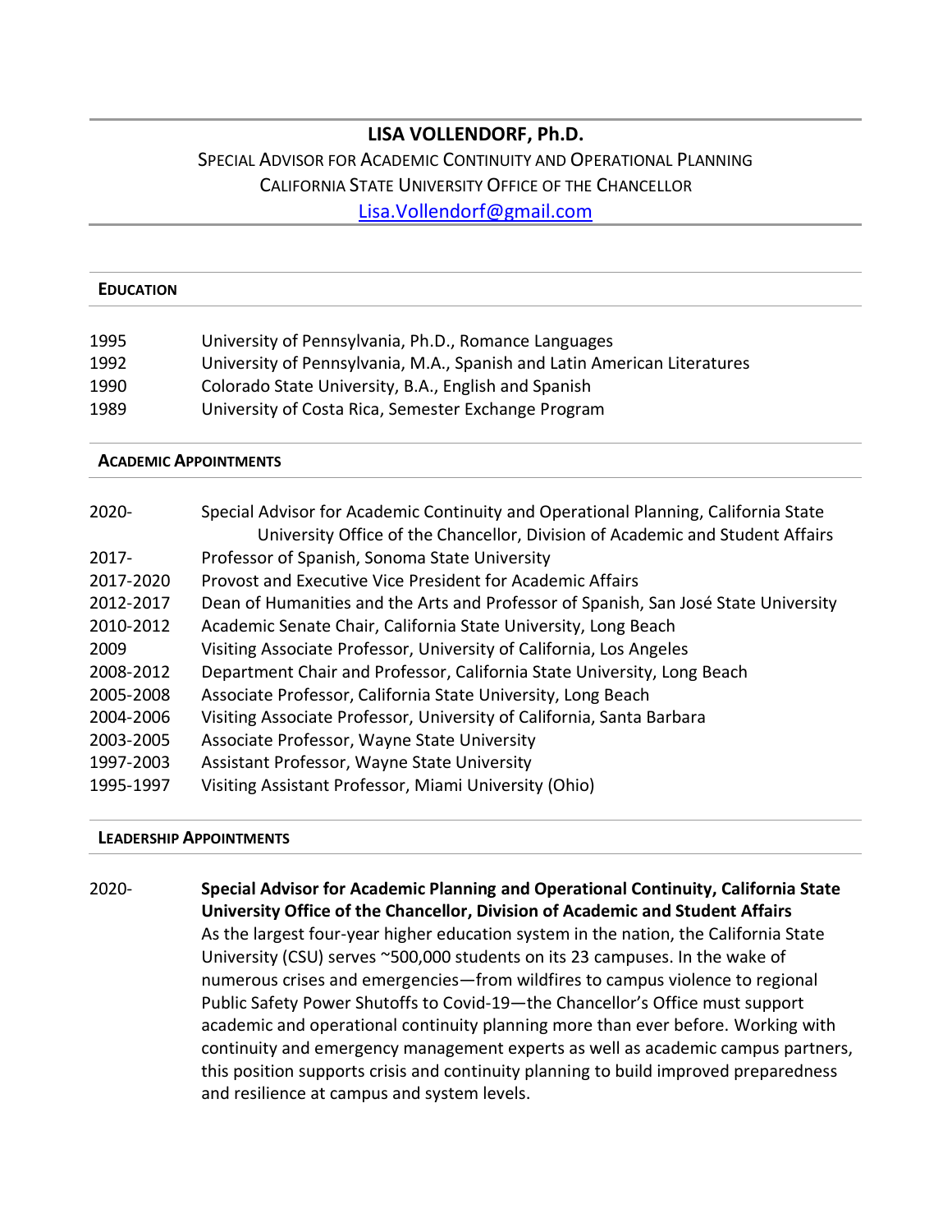# LISA VOLLENDORF, Ph.D.

SPECIAL ADVISOR FOR ACADEMIC CONTINUITY AND OPERATIONAL PLANNING
CALIFORNIA STATE UNIVERSITY OFFICE OF THE CHANCELLOR
Lisa.Vollendorf@gmail.com

## EDUCATION

| | |
|---|---|
| 1995 | University of Pennsylvania, Ph.D., Romance Languages |
| 1992 | University of Pennsylvania, M.A., Spanish and Latin American Literatures |
| 1990 | Colorado State University, B.A., English and Spanish |
| 1989 | University of Costa Rica, Semester Exchange Program |

## ACADEMIC APPOINTMENTS

| | |
|---|---|
| 2020- | Special Advisor for Academic Continuity and Operational Planning, California State University Office of the Chancellor, Division of Academic and Student Affairs |
| 2017- | Professor of Spanish, Sonoma State University |
| 2017-2020 | Provost and Executive Vice President for Academic Affairs |
| 2012-2017 | Dean of Humanities and the Arts and Professor of Spanish, San José State University |
| 2010-2012 | Academic Senate Chair, California State University, Long Beach |
| 2009 | Visiting Associate Professor, University of California, Los Angeles |
| 2008-2012 | Department Chair and Professor, California State University, Long Beach |
| 2005-2008 | Associate Professor, California State University, Long Beach |
| 2004-2006 | Visiting Associate Professor, University of California, Santa Barbara |
| 2003-2005 | Associate Professor, Wayne State University |
| 1997-2003 | Assistant Professor, Wayne State University |
| 1995-1997 | Visiting Assistant Professor, Miami University (Ohio) |

## LEADERSHIP APPOINTMENTS

2020- **Special Advisor for Academic Planning and Operational Continuity, California State University Office of the Chancellor, Division of Academic and Student Affairs**

As the largest four-year higher education system in the nation, the California State University (CSU) serves ~500,000 students on its 23 campuses. In the wake of numerous crises and emergencies—from wildfires to campus violence to regional Public Safety Power Shutoffs to Covid-19—the Chancellor's Office must support academic and operational continuity planning more than ever before. Working with continuity and emergency management experts as well as academic campus partners, this position supports crisis and continuity planning to build improved preparedness and resilience at campus and system levels.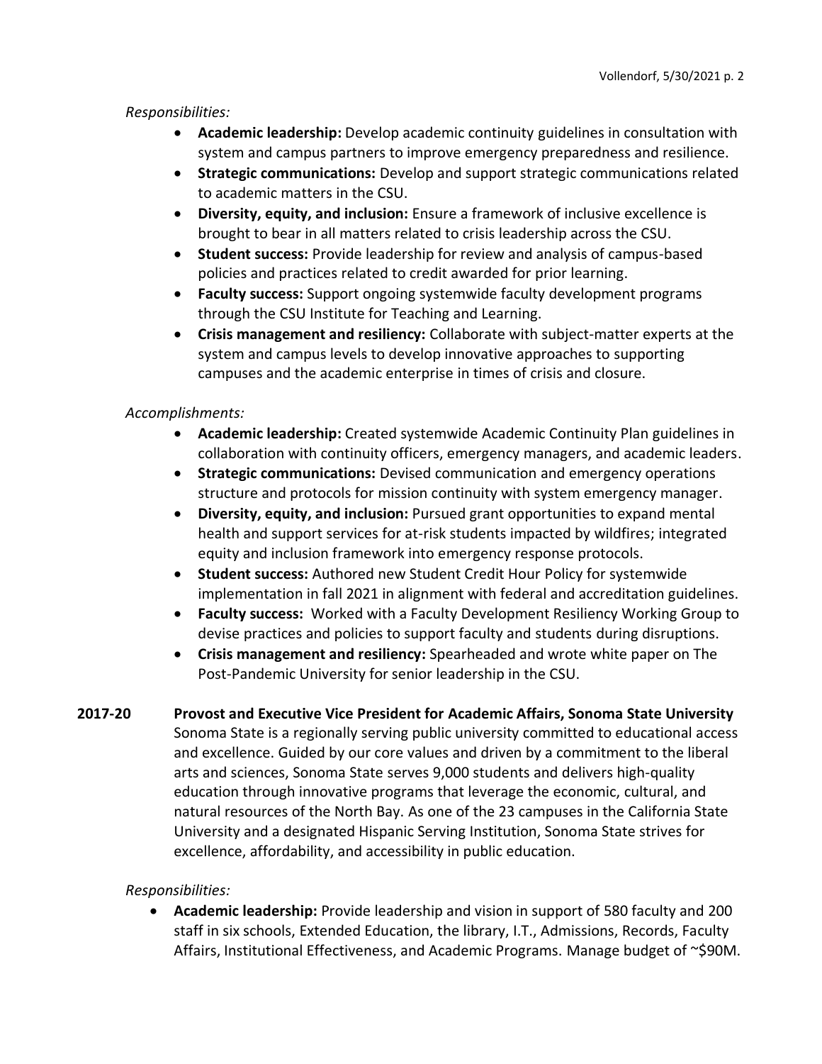*Responsibilities:*

- **Academic leadership:** Develop academic continuity guidelines in consultation with system and campus partners to improve emergency preparedness and resilience.
- **Strategic communications:** Develop and support strategic communications related to academic matters in the CSU.
- **Diversity, equity, and inclusion:** Ensure a framework of inclusive excellence is brought to bear in all matters related to crisis leadership across the CSU.
- **Student success:** Provide leadership for review and analysis of campus-based policies and practices related to credit awarded for prior learning.
- **Faculty success:** Support ongoing systemwide faculty development programs through the CSU Institute for Teaching and Learning.
- **Crisis management and resiliency:** Collaborate with subject-matter experts at the system and campus levels to develop innovative approaches to supporting campuses and the academic enterprise in times of crisis and closure.

*Accomplishments:*

- **Academic leadership:** Created systemwide Academic Continuity Plan guidelines in collaboration with continuity officers, emergency managers, and academic leaders.
- **Strategic communications:** Devised communication and emergency operations structure and protocols for mission continuity with system emergency manager.
- **Diversity, equity, and inclusion:** Pursued grant opportunities to expand mental health and support services for at-risk students impacted by wildfires; integrated equity and inclusion framework into emergency response protocols.
- **Student success:** Authored new Student Credit Hour Policy for systemwide implementation in fall 2021 in alignment with federal and accreditation guidelines.
- **Faculty success:** Worked with a Faculty Development Resiliency Working Group to devise practices and policies to support faculty and students during disruptions.
- **Crisis management and resiliency:** Spearheaded and wrote white paper on The Post-Pandemic University for senior leadership in the CSU.

**2017-20 Provost and Executive Vice President for Academic Affairs, Sonoma State University**

Sonoma State is a regionally serving public university committed to educational access and excellence. Guided by our core values and driven by a commitment to the liberal arts and sciences, Sonoma State serves 9,000 students and delivers high-quality education through innovative programs that leverage the economic, cultural, and natural resources of the North Bay. As one of the 23 campuses in the California State University and a designated Hispanic Serving Institution, Sonoma State strives for excellence, affordability, and accessibility in public education.

*Responsibilities:*

- **Academic leadership:** Provide leadership and vision in support of 580 faculty and 200 staff in six schools, Extended Education, the library, I.T., Admissions, Records, Faculty Affairs, Institutional Effectiveness, and Academic Programs. Manage budget of ~$90M.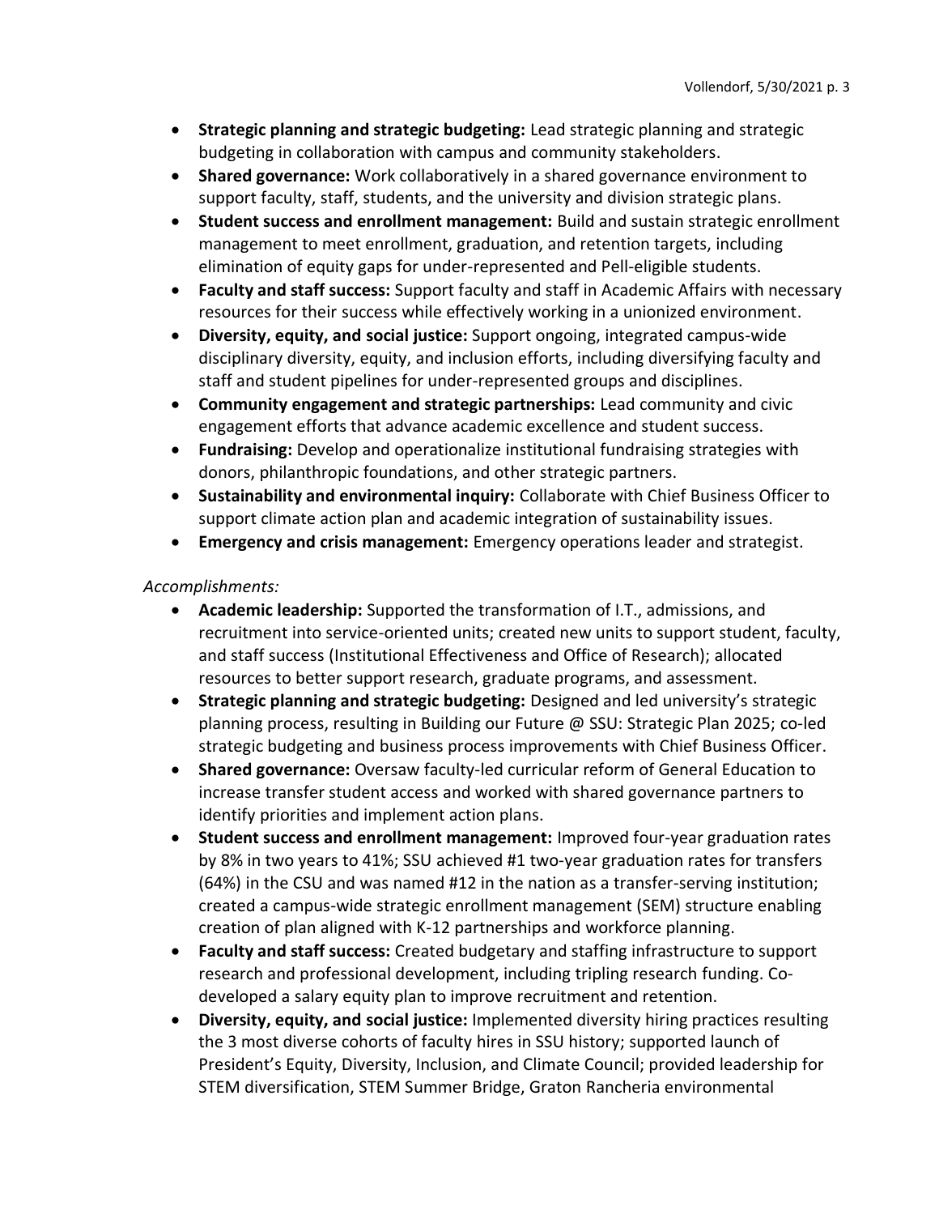- **Strategic planning and strategic budgeting:** Lead strategic planning and strategic budgeting in collaboration with campus and community stakeholders.
- **Shared governance:** Work collaboratively in a shared governance environment to support faculty, staff, students, and the university and division strategic plans.
- **Student success and enrollment management:** Build and sustain strategic enrollment management to meet enrollment, graduation, and retention targets, including elimination of equity gaps for under-represented and Pell-eligible students.
- **Faculty and staff success:** Support faculty and staff in Academic Affairs with necessary resources for their success while effectively working in a unionized environment.
- **Diversity, equity, and social justice:** Support ongoing, integrated campus-wide disciplinary diversity, equity, and inclusion efforts, including diversifying faculty and staff and student pipelines for under-represented groups and disciplines.
- **Community engagement and strategic partnerships:** Lead community and civic engagement efforts that advance academic excellence and student success.
- **Fundraising:** Develop and operationalize institutional fundraising strategies with donors, philanthropic foundations, and other strategic partners.
- **Sustainability and environmental inquiry:** Collaborate with Chief Business Officer to support climate action plan and academic integration of sustainability issues.
- **Emergency and crisis management:** Emergency operations leader and strategist.

*Accomplishments:*

- **Academic leadership:** Supported the transformation of I.T., admissions, and recruitment into service-oriented units; created new units to support student, faculty, and staff success (Institutional Effectiveness and Office of Research); allocated resources to better support research, graduate programs, and assessment.
- **Strategic planning and strategic budgeting:** Designed and led university's strategic planning process, resulting in Building our Future @ SSU: Strategic Plan 2025; co-led strategic budgeting and business process improvements with Chief Business Officer.
- **Shared governance:** Oversaw faculty-led curricular reform of General Education to increase transfer student access and worked with shared governance partners to identify priorities and implement action plans.
- **Student success and enrollment management:** Improved four-year graduation rates by 8% in two years to 41%; SSU achieved #1 two-year graduation rates for transfers (64%) in the CSU and was named #12 in the nation as a transfer-serving institution; created a campus-wide strategic enrollment management (SEM) structure enabling creation of plan aligned with K-12 partnerships and workforce planning.
- **Faculty and staff success:** Created budgetary and staffing infrastructure to support research and professional development, including tripling research funding. Co-developed a salary equity plan to improve recruitment and retention.
- **Diversity, equity, and social justice:** Implemented diversity hiring practices resulting the 3 most diverse cohorts of faculty hires in SSU history; supported launch of President's Equity, Diversity, Inclusion, and Climate Council; provided leadership for STEM diversification, STEM Summer Bridge, Graton Rancheria environmental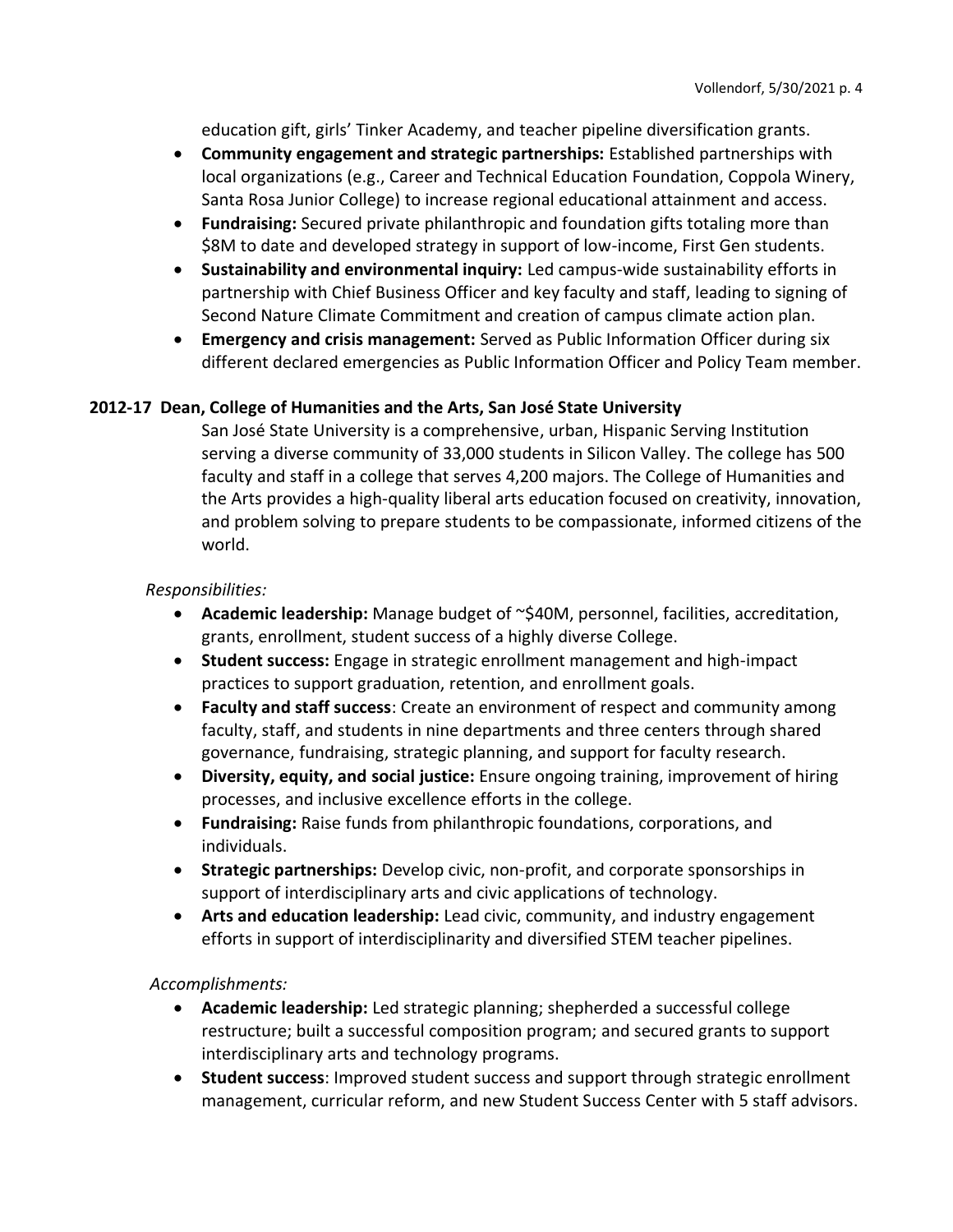education gift, girls' Tinker Academy, and teacher pipeline diversification grants.

- **Community engagement and strategic partnerships:** Established partnerships with local organizations (e.g., Career and Technical Education Foundation, Coppola Winery, Santa Rosa Junior College) to increase regional educational attainment and access.
- **Fundraising:** Secured private philanthropic and foundation gifts totaling more than $8M to date and developed strategy in support of low-income, First Gen students.
- **Sustainability and environmental inquiry:** Led campus-wide sustainability efforts in partnership with Chief Business Officer and key faculty and staff, leading to signing of Second Nature Climate Commitment and creation of campus climate action plan.
- **Emergency and crisis management:** Served as Public Information Officer during six different declared emergencies as Public Information Officer and Policy Team member.

**2012-17 Dean, College of Humanities and the Arts, San José State University**

San José State University is a comprehensive, urban, Hispanic Serving Institution serving a diverse community of 33,000 students in Silicon Valley. The college has 500 faculty and staff in a college that serves 4,200 majors. The College of Humanities and the Arts provides a high-quality liberal arts education focused on creativity, innovation, and problem solving to prepare students to be compassionate, informed citizens of the world.

*Responsibilities:*

- **Academic leadership:** Manage budget of ~$40M, personnel, facilities, accreditation, grants, enrollment, student success of a highly diverse College.
- **Student success:** Engage in strategic enrollment management and high-impact practices to support graduation, retention, and enrollment goals.
- **Faculty and staff success**: Create an environment of respect and community among faculty, staff, and students in nine departments and three centers through shared governance, fundraising, strategic planning, and support for faculty research.
- **Diversity, equity, and social justice:** Ensure ongoing training, improvement of hiring processes, and inclusive excellence efforts in the college.
- **Fundraising:** Raise funds from philanthropic foundations, corporations, and individuals.
- **Strategic partnerships:** Develop civic, non-profit, and corporate sponsorships in support of interdisciplinary arts and civic applications of technology.
- **Arts and education leadership:** Lead civic, community, and industry engagement efforts in support of interdisciplinarity and diversified STEM teacher pipelines.

*Accomplishments:*

- **Academic leadership:** Led strategic planning; shepherded a successful college restructure; built a successful composition program; and secured grants to support interdisciplinary arts and technology programs.
- **Student success**: Improved student success and support through strategic enrollment management, curricular reform, and new Student Success Center with 5 staff advisors.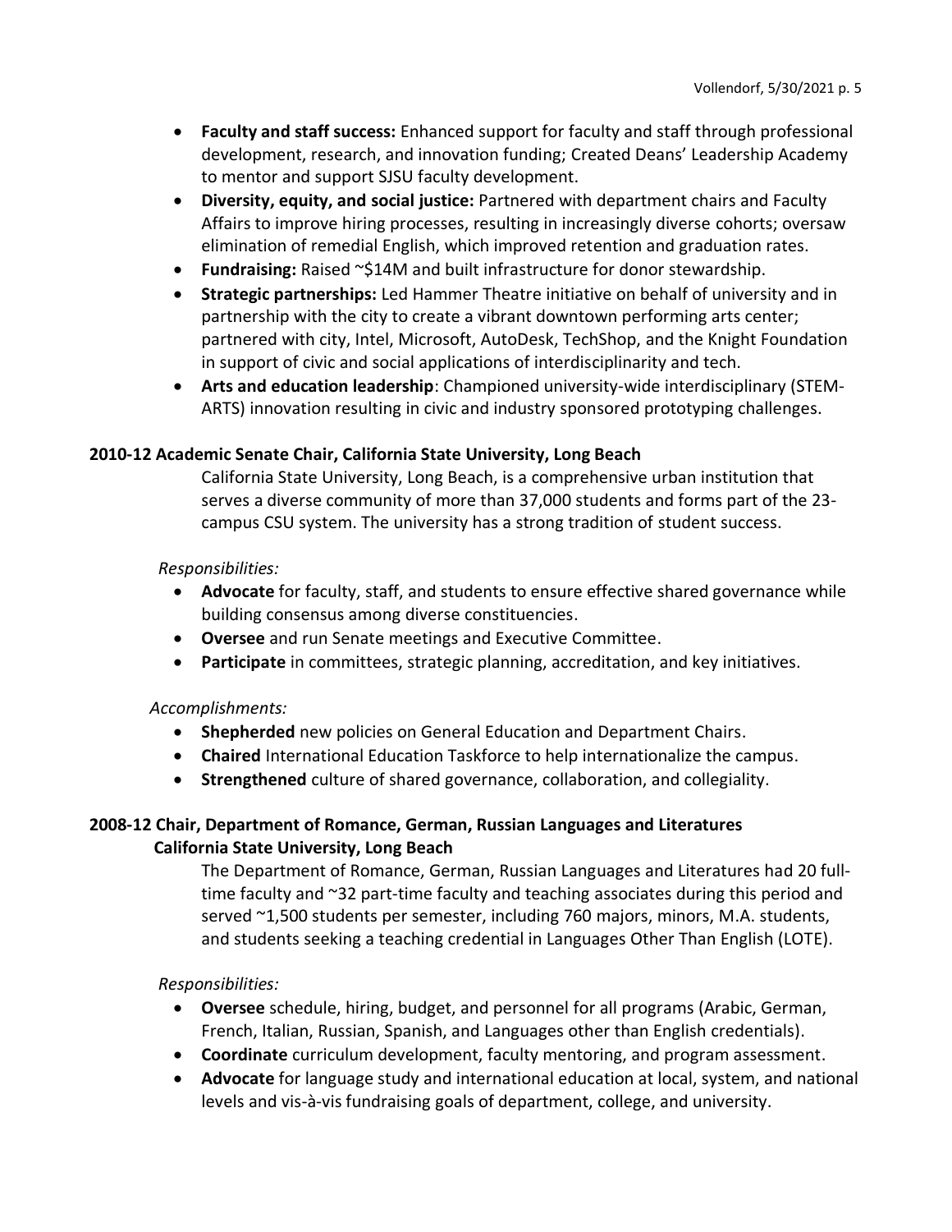- **Faculty and staff success:** Enhanced support for faculty and staff through professional development, research, and innovation funding; Created Deans' Leadership Academy to mentor and support SJSU faculty development.
- **Diversity, equity, and social justice:** Partnered with department chairs and Faculty Affairs to improve hiring processes, resulting in increasingly diverse cohorts; oversaw elimination of remedial English, which improved retention and graduation rates.
- **Fundraising:** Raised ~$14M and built infrastructure for donor stewardship.
- **Strategic partnerships:** Led Hammer Theatre initiative on behalf of university and in partnership with the city to create a vibrant downtown performing arts center; partnered with city, Intel, Microsoft, AutoDesk, TechShop, and the Knight Foundation in support of civic and social applications of interdisciplinarity and tech.
- **Arts and education leadership**: Championed university-wide interdisciplinary (STEM-ARTS) innovation resulting in civic and industry sponsored prototyping challenges.

**2010-12 Academic Senate Chair, California State University, Long Beach**

California State University, Long Beach, is a comprehensive urban institution that serves a diverse community of more than 37,000 students and forms part of the 23-campus CSU system. The university has a strong tradition of student success.

*Responsibilities:*

- **Advocate** for faculty, staff, and students to ensure effective shared governance while building consensus among diverse constituencies.
- **Oversee** and run Senate meetings and Executive Committee.
- **Participate** in committees, strategic planning, accreditation, and key initiatives.

*Accomplishments:*

- **Shepherded** new policies on General Education and Department Chairs.
- **Chaired** International Education Taskforce to help internationalize the campus.
- **Strengthened** culture of shared governance, collaboration, and collegiality.

**2008-12 Chair, Department of Romance, German, Russian Languages and Literatures**
**California State University, Long Beach**

The Department of Romance, German, Russian Languages and Literatures had 20 full-time faculty and ~32 part-time faculty and teaching associates during this period and served ~1,500 students per semester, including 760 majors, minors, M.A. students, and students seeking a teaching credential in Languages Other Than English (LOTE).

*Responsibilities:*

- **Oversee** schedule, hiring, budget, and personnel for all programs (Arabic, German, French, Italian, Russian, Spanish, and Languages other than English credentials).
- **Coordinate** curriculum development, faculty mentoring, and program assessment.
- **Advocate** for language study and international education at local, system, and national levels and vis-à-vis fundraising goals of department, college, and university.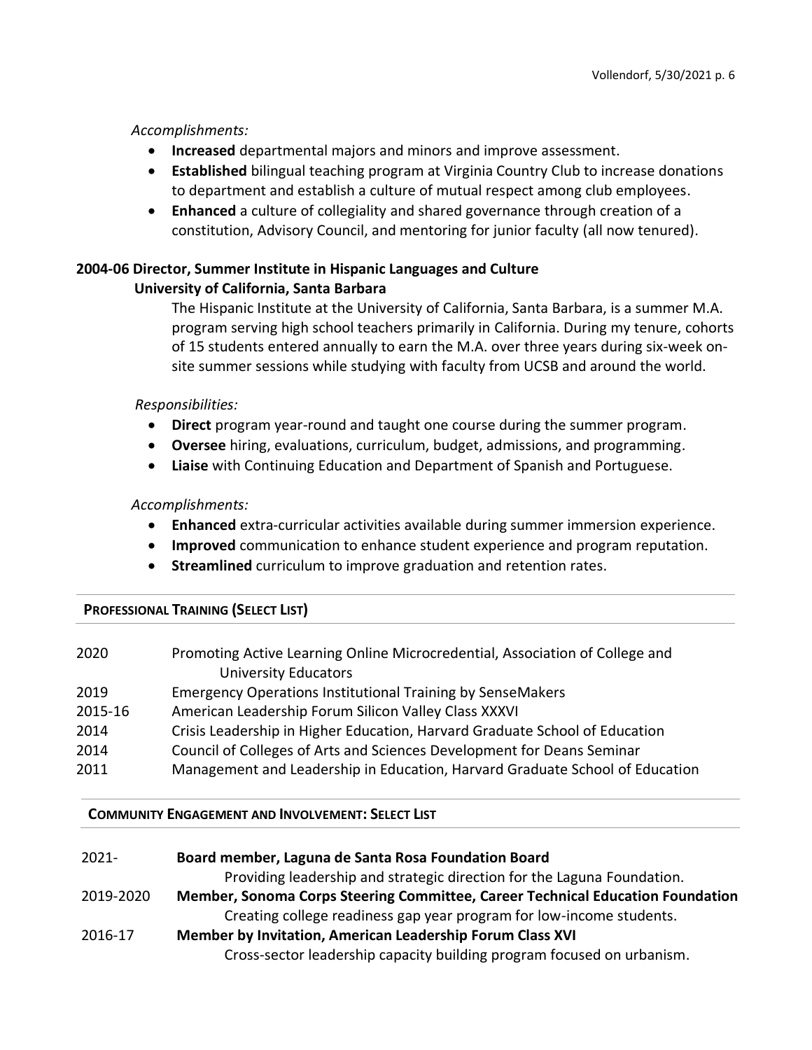*Accomplishments:*

- **Increased** departmental majors and minors and improve assessment.
- **Established** bilingual teaching program at Virginia Country Club to increase donations to department and establish a culture of mutual respect among club employees.
- **Enhanced** a culture of collegiality and shared governance through creation of a constitution, Advisory Council, and mentoring for junior faculty (all now tenured).

**2004-06 Director, Summer Institute in Hispanic Languages and Culture**
**University of California, Santa Barbara**

The Hispanic Institute at the University of California, Santa Barbara, is a summer M.A. program serving high school teachers primarily in California. During my tenure, cohorts of 15 students entered annually to earn the M.A. over three years during six-week on-site summer sessions while studying with faculty from UCSB and around the world.

*Responsibilities:*

- **Direct** program year-round and taught one course during the summer program.
- **Oversee** hiring, evaluations, curriculum, budget, admissions, and programming.
- **Liaise** with Continuing Education and Department of Spanish and Portuguese.

*Accomplishments:*

- **Enhanced** extra-curricular activities available during summer immersion experience.
- **Improved** communication to enhance student experience and program reputation.
- **Streamlined** curriculum to improve graduation and retention rates.

## PROFESSIONAL TRAINING (SELECT LIST)

| | |
|---|---|
| 2020 | Promoting Active Learning Online Microcredential, Association of College and University Educators |
| 2019 | Emergency Operations Institutional Training by SenseMakers |
| 2015-16 | American Leadership Forum Silicon Valley Class XXXVI |
| 2014 | Crisis Leadership in Higher Education, Harvard Graduate School of Education |
| 2014 | Council of Colleges of Arts and Sciences Development for Deans Seminar |
| 2011 | Management and Leadership in Education, Harvard Graduate School of Education |

## COMMUNITY ENGAGEMENT AND INVOLVEMENT: SELECT LIST

2021- **Board member, Laguna de Santa Rosa Foundation Board**
Providing leadership and strategic direction for the Laguna Foundation.

2019-2020 **Member, Sonoma Corps Steering Committee, Career Technical Education Foundation**
Creating college readiness gap year program for low-income students.

2016-17 **Member by Invitation, American Leadership Forum Class XVI**
Cross-sector leadership capacity building program focused on urbanism.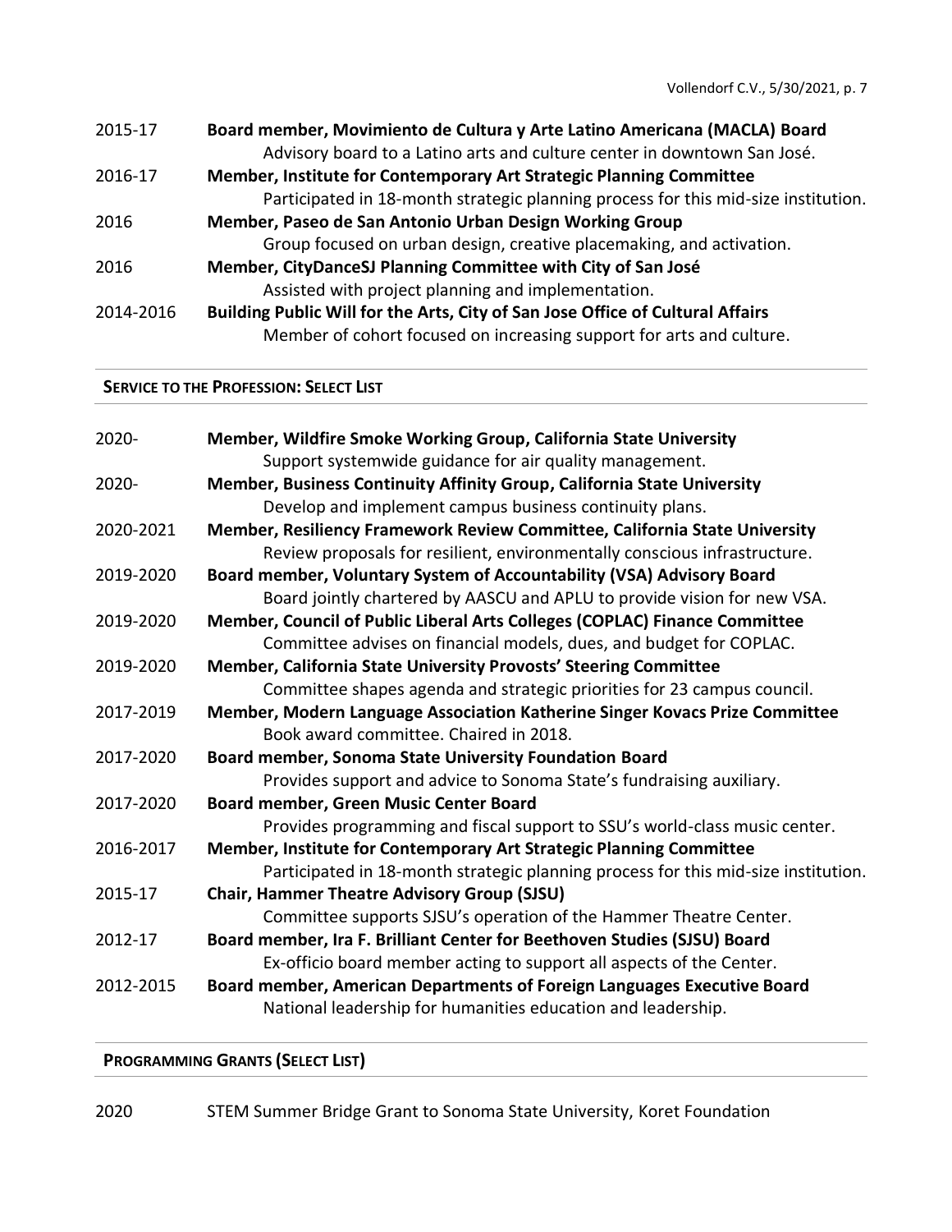2015-17 **Board member, Movimiento de Cultura y Arte Latino Americana (MACLA) Board**
Advisory board to a Latino arts and culture center in downtown San José.

2016-17 **Member, Institute for Contemporary Art Strategic Planning Committee**
Participated in 18-month strategic planning process for this mid-size institution.

2016 **Member, Paseo de San Antonio Urban Design Working Group**
Group focused on urban design, creative placemaking, and activation.

2016 **Member, CityDanceSJ Planning Committee with City of San José**
Assisted with project planning and implementation.

2014-2016 **Building Public Will for the Arts, City of San Jose Office of Cultural Affairs**
Member of cohort focused on increasing support for arts and culture.

## SERVICE TO THE PROFESSION: SELECT LIST

2020- **Member, Wildfire Smoke Working Group, California State University**
Support systemwide guidance for air quality management.

2020- **Member, Business Continuity Affinity Group, California State University**
Develop and implement campus business continuity plans.

2020-2021 **Member, Resiliency Framework Review Committee, California State University**
Review proposals for resilient, environmentally conscious infrastructure.

2019-2020 **Board member, Voluntary System of Accountability (VSA) Advisory Board**
Board jointly chartered by AASCU and APLU to provide vision for new VSA.

2019-2020 **Member, Council of Public Liberal Arts Colleges (COPLAC) Finance Committee**
Committee advises on financial models, dues, and budget for COPLAC.

2019-2020 **Member, California State University Provosts' Steering Committee**
Committee shapes agenda and strategic priorities for 23 campus council.

2017-2019 **Member, Modern Language Association Katherine Singer Kovacs Prize Committee**
Book award committee. Chaired in 2018.

2017-2020 **Board member, Sonoma State University Foundation Board**
Provides support and advice to Sonoma State's fundraising auxiliary.

2017-2020 **Board member, Green Music Center Board**
Provides programming and fiscal support to SSU's world-class music center.

2016-2017 **Member, Institute for Contemporary Art Strategic Planning Committee**
Participated in 18-month strategic planning process for this mid-size institution.

2015-17 **Chair, Hammer Theatre Advisory Group (SJSU)**
Committee supports SJSU's operation of the Hammer Theatre Center.

2012-17 **Board member, Ira F. Brilliant Center for Beethoven Studies (SJSU) Board**
Ex-officio board member acting to support all aspects of the Center.

2012-2015 **Board member, American Departments of Foreign Languages Executive Board**
National leadership for humanities education and leadership.

## PROGRAMMING GRANTS (SELECT LIST)

2020 STEM Summer Bridge Grant to Sonoma State University, Koret Foundation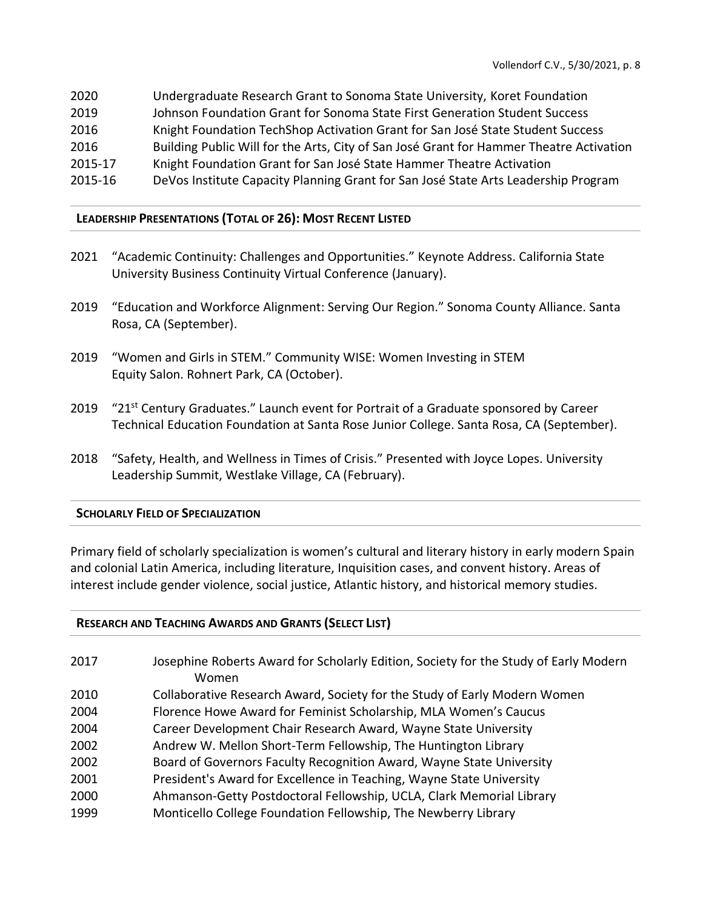| | |
|---|---|
| 2020 | Undergraduate Research Grant to Sonoma State University, Koret Foundation |
| 2019 | Johnson Foundation Grant for Sonoma State First Generation Student Success |
| 2016 | Knight Foundation TechShop Activation Grant for San José State Student Success |
| 2016 | Building Public Will for the Arts, City of San José Grant for Hammer Theatre Activation |
| 2015-17 | Knight Foundation Grant for San José State Hammer Theatre Activation |
| 2015-16 | DeVos Institute Capacity Planning Grant for San José State Arts Leadership Program |

## LEADERSHIP PRESENTATIONS (TOTAL OF 26): MOST RECENT LISTED

2021 "Academic Continuity: Challenges and Opportunities." Keynote Address. California State University Business Continuity Virtual Conference (January).

2019 "Education and Workforce Alignment: Serving Our Region." Sonoma County Alliance. Santa Rosa, CA (September).

2019 "Women and Girls in STEM." Community WISE: Women Investing in STEM Equity Salon. Rohnert Park, CA (October).

2019 "21st Century Graduates." Launch event for Portrait of a Graduate sponsored by Career Technical Education Foundation at Santa Rose Junior College. Santa Rosa, CA (September).

2018 "Safety, Health, and Wellness in Times of Crisis." Presented with Joyce Lopes. University Leadership Summit, Westlake Village, CA (February).

## SCHOLARLY FIELD OF SPECIALIZATION

Primary field of scholarly specialization is women's cultural and literary history in early modern Spain and colonial Latin America, including literature, Inquisition cases, and convent history. Areas of interest include gender violence, social justice, Atlantic history, and historical memory studies.

## RESEARCH AND TEACHING AWARDS AND GRANTS (SELECT LIST)

| | |
|---|---|
| 2017 | Josephine Roberts Award for Scholarly Edition, Society for the Study of Early Modern Women |
| 2010 | Collaborative Research Award, Society for the Study of Early Modern Women |
| 2004 | Florence Howe Award for Feminist Scholarship, MLA Women's Caucus |
| 2004 | Career Development Chair Research Award, Wayne State University |
| 2002 | Andrew W. Mellon Short-Term Fellowship, The Huntington Library |
| 2002 | Board of Governors Faculty Recognition Award, Wayne State University |
| 2001 | President's Award for Excellence in Teaching, Wayne State University |
| 2000 | Ahmanson-Getty Postdoctoral Fellowship, UCLA, Clark Memorial Library |
| 1999 | Monticello College Foundation Fellowship, The Newberry Library |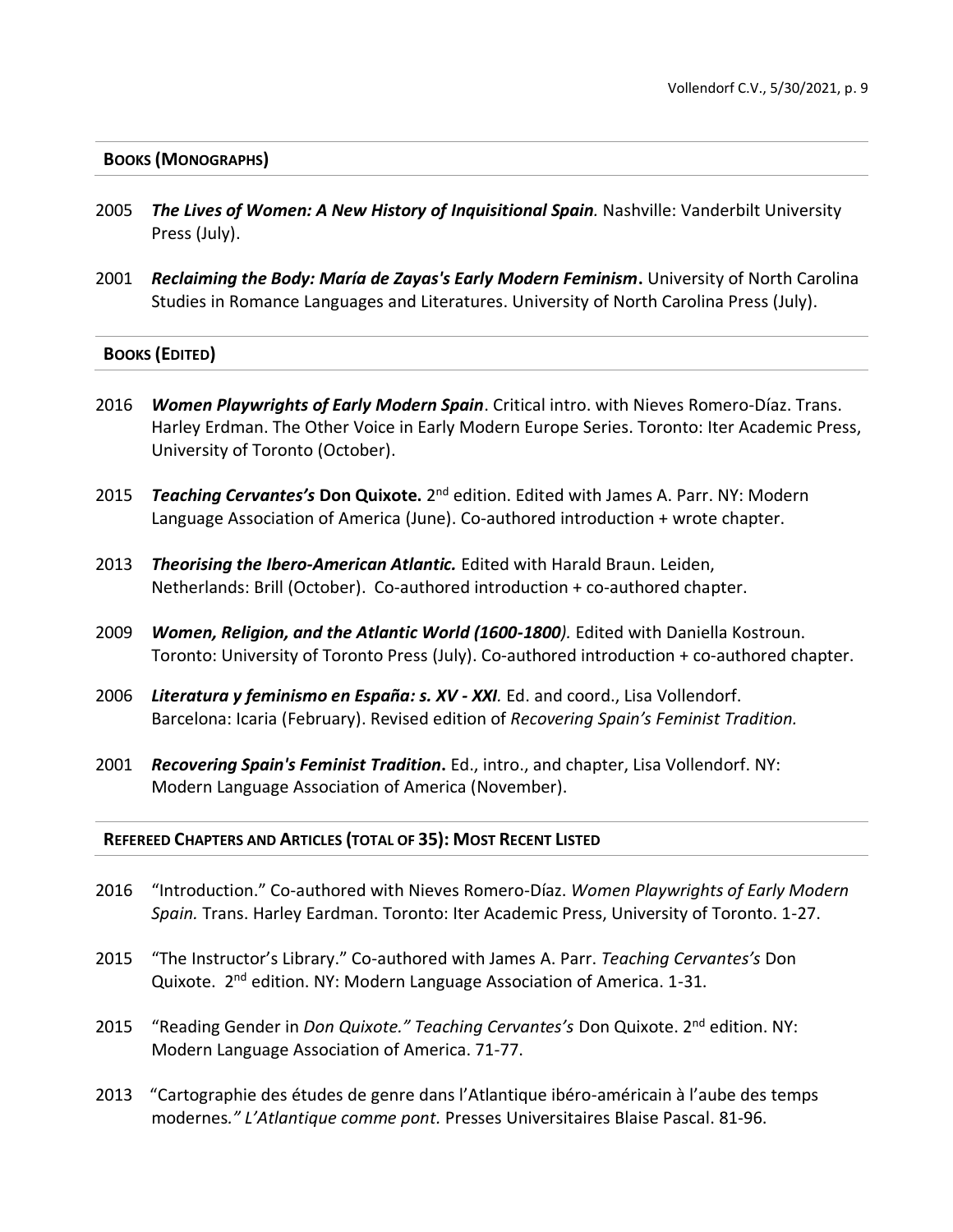## Books (Monographs)

2005 ***The Lives of Women: A New History of Inquisitional Spain**.* Nashville: Vanderbilt University Press (July).

2001 ***Reclaiming the Body: María de Zayas's Early Modern Feminism*.** University of North Carolina Studies in Romance Languages and Literatures. University of North Carolina Press (July).

## Books (Edited)

2016 ***Women Playwrights of Early Modern Spain***. Critical intro. with Nieves Romero-Díaz. Trans. Harley Erdman. The Other Voice in Early Modern Europe Series. Toronto: Iter Academic Press, University of Toronto (October).

2015 ***Teaching Cervantes's* Don Quixote.** 2nd edition. Edited with James A. Parr. NY: Modern Language Association of America (June). Co-authored introduction + wrote chapter.

2013 ***Theorising the Ibero-American Atlantic.*** Edited with Harald Braun. Leiden, Netherlands: Brill (October). Co-authored introduction + co-authored chapter.

2009 ***Women, Religion, and the Atlantic World (1600-1800)**.* Edited with Daniella Kostroun. Toronto: University of Toronto Press (July). Co-authored introduction + co-authored chapter.

2006 ***Literatura y feminismo en España: s. XV - XXI**.* Ed. and coord., Lisa Vollendorf. Barcelona: Icaria (February). Revised edition of *Recovering Spain's Feminist Tradition.*

2001 ***Recovering Spain's Feminist Tradition*.** Ed., intro., and chapter, Lisa Vollendorf. NY: Modern Language Association of America (November).

## Refereed Chapters and Articles (Total of 35): Most Recent Listed

2016 "Introduction." Co-authored with Nieves Romero-Díaz. *Women Playwrights of Early Modern Spain.* Trans. Harley Eardman. Toronto: Iter Academic Press, University of Toronto. 1-27.

2015 "The Instructor's Library." Co-authored with James A. Parr. *Teaching Cervantes's* Don Quixote. 2nd edition. NY: Modern Language Association of America. 1-31.

2015 "Reading Gender in *Don Quixote." Teaching Cervantes's* Don Quixote. 2nd edition. NY: Modern Language Association of America. 71-77.

2013 "Cartographie des études de genre dans l'Atlantique ibéro-américain à l'aube des temps modernes*." L'Atlantique comme pont.* Presses Universitaires Blaise Pascal. 81-96.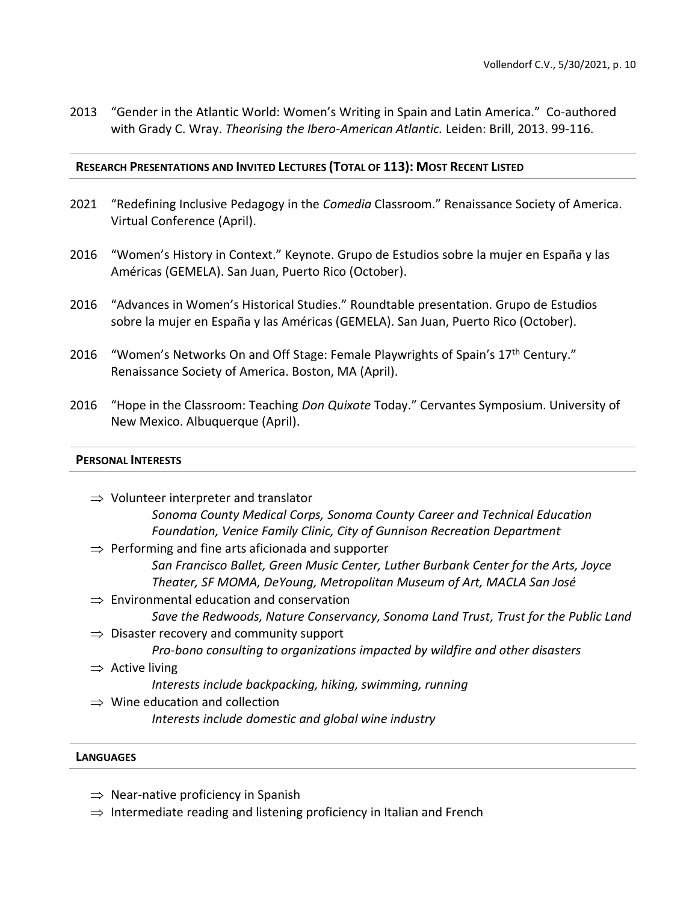2013 "Gender in the Atlantic World: Women's Writing in Spain and Latin America." Co-authored with Grady C. Wray. *Theorising the Ibero-American Atlantic.* Leiden: Brill, 2013. 99-116.

## **Research Presentations and Invited Lectures (Total of 113): Most Recent Listed**

2021 "Redefining Inclusive Pedagogy in the *Comedia* Classroom." Renaissance Society of America. Virtual Conference (April).

2016 "Women's History in Context." Keynote. Grupo de Estudios sobre la mujer en España y las Américas (GEMELA). San Juan, Puerto Rico (October).

2016 "Advances in Women's Historical Studies." Roundtable presentation. Grupo de Estudios sobre la mujer en España y las Américas (GEMELA). San Juan, Puerto Rico (October).

2016 "Women's Networks On and Off Stage: Female Playwrights of Spain's 17th Century." Renaissance Society of America. Boston, MA (April).

2016 "Hope in the Classroom: Teaching *Don Quixote* Today." Cervantes Symposium. University of New Mexico. Albuquerque (April).

## **Personal Interests**

- ⇒ Volunteer interpreter and translator
  *Sonoma County Medical Corps, Sonoma County Career and Technical Education Foundation, Venice Family Clinic, City of Gunnison Recreation Department*
- ⇒ Performing and fine arts aficionada and supporter
  *San Francisco Ballet, Green Music Center, Luther Burbank Center for the Arts, Joyce Theater, SF MOMA, DeYoung, Metropolitan Museum of Art, MACLA San José*
- ⇒ Environmental education and conservation
  *Save the Redwoods, Nature Conservancy, Sonoma Land Trust, Trust for the Public Land*
- ⇒ Disaster recovery and community support
  *Pro-bono consulting to organizations impacted by wildfire and other disasters*
- ⇒ Active living
  *Interests include backpacking, hiking, swimming, running*
- ⇒ Wine education and collection
  *Interests include domestic and global wine industry*

## **Languages**

- ⇒ Near-native proficiency in Spanish
- ⇒ Intermediate reading and listening proficiency in Italian and French